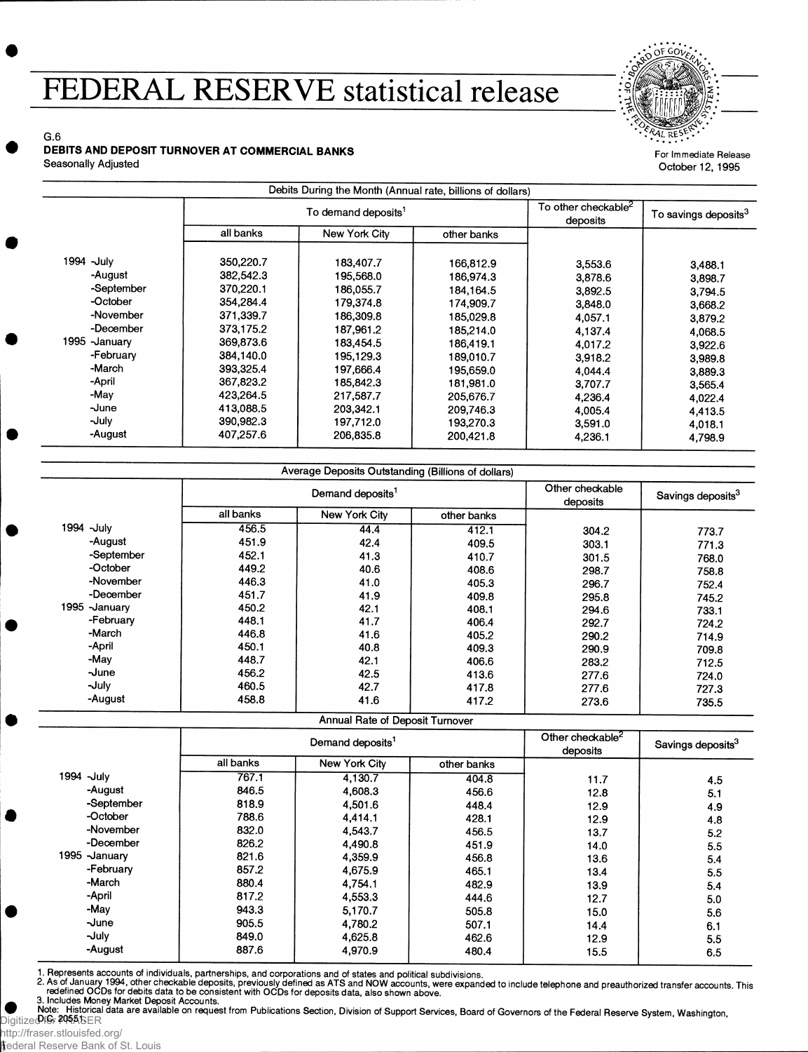# FEDERAL RESERVE statistical release

G.6
**DEBITS AND DEPOSIT TURNOVER AT COMMERCIAL BANKS**
Seasonally Adjusted

For Immediate Release
October 12, 1995

Debits During the Month (Annual rate, billions of dollars)

| | To demand deposits[1] | | | To other checkable[2] deposits | To savings deposits[3] |
|---|---|---|---|---|---|
| | all banks | New York City | other banks | | |
| 1994 -July | 350,220.7 | 183,407.7 | 166,812.9 | 3,553.6 | 3,488.1 |
| -August | 382,542.3 | 195,568.0 | 186,974.3 | 3,878.6 | 3,898.7 |
| -September | 370,220.1 | 186,055.7 | 184,164.5 | 3,892.5 | 3,794.5 |
| -October | 354,284.4 | 179,374.8 | 174,909.7 | 3,848.0 | 3,668.2 |
| -November | 371,339.7 | 186,309.8 | 185,029.8 | 4,057.1 | 3,879.2 |
| -December | 373,175.2 | 187,961.2 | 185,214.0 | 4,137.4 | 4,068.5 |
| 1995 -January | 369,873.6 | 183,454.5 | 186,419.1 | 4,017.2 | 3,922.6 |
| -February | 384,140.0 | 195,129.3 | 189,010.7 | 3,918.2 | 3,989.8 |
| -March | 393,325.4 | 197,666.4 | 195,659.0 | 4,044.4 | 3,889.3 |
| -April | 367,823.2 | 185,842.3 | 181,981.0 | 3,707.7 | 3,565.4 |
| -May | 423,264.5 | 217,587.7 | 205,676.7 | 4,236.4 | 4,022.4 |
| -June | 413,088.5 | 203,342.1 | 209,746.3 | 4,005.4 | 4,413.5 |
| -July | 390,982.3 | 197,712.0 | 193,270.3 | 3,591.0 | 4,018.1 |
| -August | 407,257.6 | 206,835.8 | 200,421.8 | 4,236.1 | 4,798.9 |

Average Deposits Outstanding (Billions of dollars)

| | Demand deposits[1] | | | Other checkable deposits | Savings deposits[3] |
|---|---|---|---|---|---|
| | all banks | New York City | other banks | | |
| 1994 -July | 456.5 | 44.4 | 412.1 | 304.2 | 773.7 |
| -August | 451.9 | 42.4 | 409.5 | 303.1 | 771.3 |
| -September | 452.1 | 41.3 | 410.7 | 301.5 | 768.0 |
| -October | 449.2 | 40.6 | 408.6 | 298.7 | 758.8 |
| -November | 446.3 | 41.0 | 405.3 | 296.7 | 752.4 |
| -December | 451.7 | 41.9 | 409.8 | 295.8 | 745.2 |
| 1995 -January | 450.2 | 42.1 | 408.1 | 294.6 | 733.1 |
| -February | 448.1 | 41.7 | 406.4 | 292.7 | 724.2 |
| -March | 446.8 | 41.6 | 405.2 | 290.2 | 714.9 |
| -April | 450.1 | 40.8 | 409.3 | 290.9 | 709.8 |
| -May | 448.7 | 42.1 | 406.6 | 283.2 | 712.5 |
| -June | 456.2 | 42.5 | 413.6 | 277.6 | 724.0 |
| -July | 460.5 | 42.7 | 417.8 | 277.6 | 727.3 |
| -August | 458.8 | 41.6 | 417.2 | 273.6 | 735.5 |

Annual Rate of Deposit Turnover

| | Demand deposits[1] | | | Other checkable[2] deposits | Savings deposits[3] |
|---|---|---|---|---|---|
| | all banks | New York City | other banks | | |
| 1994 -July | 767.1 | 4,130.7 | 404.8 | 11.7 | 4.5 |
| -August | 846.5 | 4,608.3 | 456.6 | 12.8 | 5.1 |
| -September | 818.9 | 4,501.6 | 448.4 | 12.9 | 4.9 |
| -October | 788.6 | 4,414.1 | 428.1 | 12.9 | 4.8 |
| -November | 832.0 | 4,543.7 | 456.5 | 13.7 | 5.2 |
| -December | 826.2 | 4,490.8 | 451.9 | 14.0 | 5.5 |
| 1995 -January | 821.6 | 4,359.9 | 456.8 | 13.6 | 5.4 |
| -February | 857.2 | 4,675.9 | 465.1 | 13.4 | 5.5 |
| -March | 880.4 | 4,754.1 | 482.9 | 13.9 | 5.4 |
| -April | 817.2 | 4,553.3 | 444.6 | 12.7 | 5.0 |
| -May | 943.3 | 5,170.7 | 505.8 | 15.0 | 5.6 |
| -June | 905.5 | 4,780.2 | 507.1 | 14.4 | 6.1 |
| -July | 849.0 | 4,625.8 | 462.6 | 12.9 | 5.5 |
| -August | 887.6 | 4,970.9 | 480.4 | 15.5 | 6.5 |

1. Represents accounts of individuals, partnerships, and corporations and of states and political subdivisions.
2. As of January 1994, other checkable deposits, previously defined as ATS and NOW accounts, were expanded to include telephone and preauthorized transfer accounts. This redefined OCDs for debits data to be consistent with OCDs for deposits data, also shown above.
3. Includes Money Market Deposit Accounts.

Note: Historical data are available on request from Publications Section, Division of Support Services, Board of Governors of the Federal Reserve System, Washington, D.C. 20551.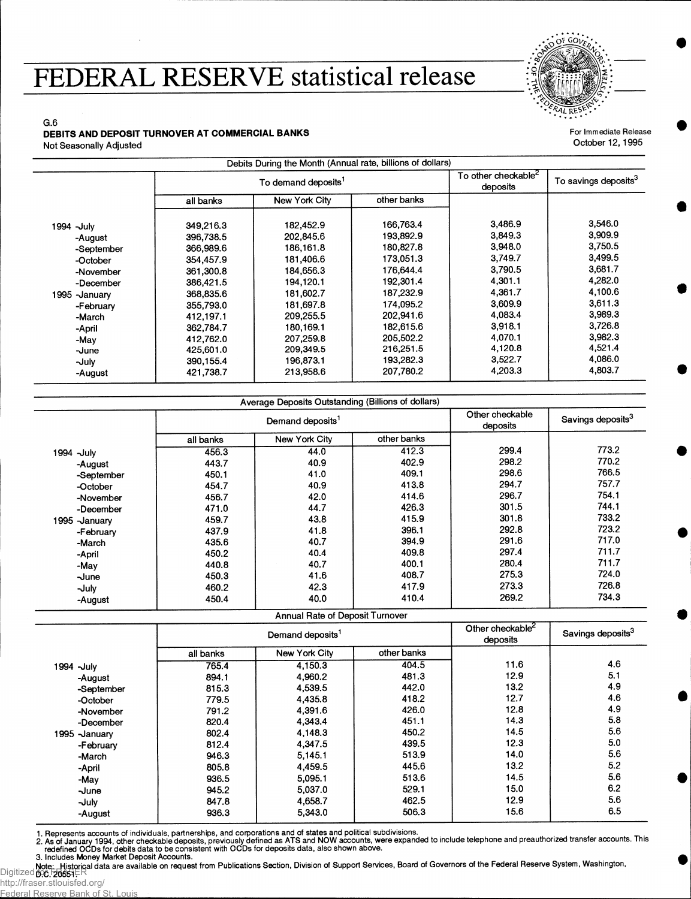# FEDERAL RESERVE statistical release

G.6

**DEBITS AND DEPOSIT TURNOVER AT COMMERCIAL BANKS**

Not Seasonally Adjusted

For Immediate Release
October 12, 1995

Debits During the Month (Annual rate, billions of dollars)

| | To demand deposits[1] | | | To other checkable[2] deposits | To savings deposits[3] |
|---|---|---|---|---|---|
| | all banks | New York City | other banks | | |
| 1994 -July | 349,216.3 | 182,452.9 | 166,763.4 | 3,486.9 | 3,546.0 |
| -August | 396,738.5 | 202,845.6 | 193,892.9 | 3,849.3 | 3,909.9 |
| -September | 366,989.6 | 186,161.8 | 180,827.8 | 3,948.0 | 3,750.5 |
| -October | 354,457.9 | 181,406.6 | 173,051.3 | 3,749.7 | 3,499.5 |
| -November | 361,300.8 | 184,656.3 | 176,644.4 | 3,790.5 | 3,681.7 |
| -December | 386,421.5 | 194,120.1 | 192,301.4 | 4,301.1 | 4,282.0 |
| 1995 -January | 368,835.6 | 181,602.7 | 187,232.9 | 4,361.7 | 4,100.6 |
| -February | 355,793.0 | 181,697.8 | 174,095.2 | 3,609.9 | 3,611.3 |
| -March | 412,197.1 | 209,255.5 | 202,941.6 | 4,083.4 | 3,989.3 |
| -April | 362,784.7 | 180,169.1 | 182,615.6 | 3,918.1 | 3,726.8 |
| -May | 412,762.0 | 207,259.8 | 205,502.2 | 4,070.1 | 3,982.3 |
| -June | 425,601.0 | 209,349.5 | 216,251.5 | 4,120.8 | 4,521.4 |
| -July | 390,155.4 | 196,873.1 | 193,282.3 | 3,522.7 | 4,086.0 |
| -August | 421,738.7 | 213,958.6 | 207,780.2 | 4,203.3 | 4,803.7 |

Average Deposits Outstanding (Billions of dollars)

| | Demand deposits[1] | | | Other checkable deposits | Savings deposits[3] |
|---|---|---|---|---|---|
| | all banks | New York City | other banks | | |
| 1994 -July | 456.3 | 44.0 | 412.3 | 299.4 | 773.2 |
| -August | 443.7 | 40.9 | 402.9 | 298.2 | 770.2 |
| -September | 450.1 | 41.0 | 409.1 | 298.6 | 766.5 |
| -October | 454.7 | 40.9 | 413.8 | 294.7 | 757.7 |
| -November | 456.7 | 42.0 | 414.6 | 296.7 | 754.1 |
| -December | 471.0 | 44.7 | 426.3 | 301.5 | 744.1 |
| 1995 -January | 459.7 | 43.8 | 415.9 | 301.8 | 733.2 |
| -February | 437.9 | 41.8 | 396.1 | 292.8 | 723.2 |
| -March | 435.6 | 40.7 | 394.9 | 291.6 | 717.0 |
| -April | 450.2 | 40.4 | 409.8 | 297.4 | 711.7 |
| -May | 440.8 | 40.7 | 400.1 | 280.4 | 711.7 |
| -June | 450.3 | 41.6 | 408.7 | 275.3 | 724.0 |
| -July | 460.2 | 42.3 | 417.9 | 273.3 | 726.8 |
| -August | 450.4 | 40.0 | 410.4 | 269.2 | 734.3 |

Annual Rate of Deposit Turnover

| | Demand deposits[1] | | | Other checkable[2] deposits | Savings deposits[3] |
|---|---|---|---|---|---|
| | all banks | New York City | other banks | | |
| 1994 -July | 765.4 | 4,150.3 | 404.5 | 11.6 | 4.6 |
| -August | 894.1 | 4,960.2 | 481.3 | 12.9 | 5.1 |
| -September | 815.3 | 4,539.5 | 442.0 | 13.2 | 4.9 |
| -October | 779.5 | 4,435.8 | 418.2 | 12.7 | 4.6 |
| -November | 791.2 | 4,391.6 | 426.0 | 12.8 | 4.9 |
| -December | 820.4 | 4,343.4 | 451.1 | 14.3 | 5.8 |
| 1995 -January | 802.4 | 4,148.3 | 450.2 | 14.5 | 5.6 |
| -February | 812.4 | 4,347.5 | 439.5 | 12.3 | 5.0 |
| -March | 946.3 | 5,145.1 | 513.9 | 14.0 | 5.6 |
| -April | 805.8 | 4,459.5 | 445.6 | 13.2 | 5.2 |
| -May | 936.5 | 5,095.1 | 513.6 | 14.5 | 5.6 |
| -June | 945.2 | 5,037.0 | 529.1 | 15.0 | 6.2 |
| -July | 847.8 | 4,658.7 | 462.5 | 12.9 | 5.6 |
| -August | 936.3 | 5,343.0 | 506.3 | 15.6 | 6.5 |

1. Represents accounts of individuals, partnerships, and corporations and of states and political subdivisions.
2. As of January 1994, other checkable deposits, previously defined as ATS and NOW accounts, were expanded to include telephone and preauthorized transfer accounts. This redefined OCDs for debits data to be consistent with OCDs for deposits data, also shown above.
3. Includes Money Market Deposit Accounts.

Note: Historical data are available on request from Publications Section, Division of Support Services, Board of Governors of the Federal Reserve System, Washington, D.C. 20551.